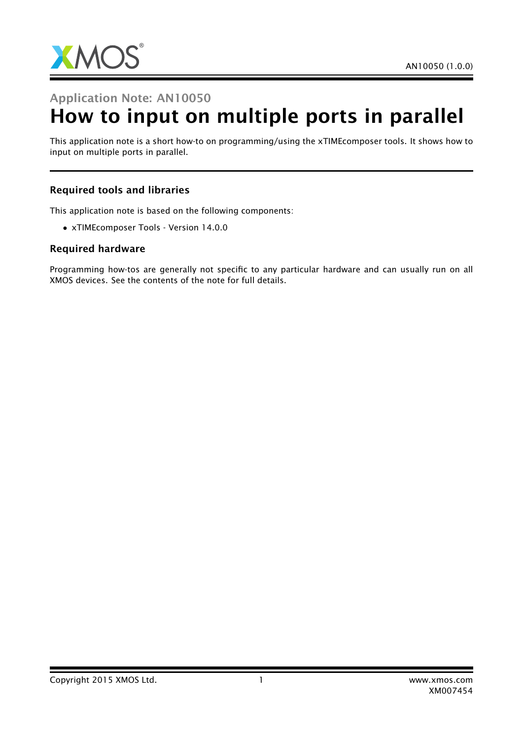Application Note: AN10050

# How to input on multiple ports in parallel

This application note is a short how-to on programming/using the xTIMEcomposer tools. It shows how to input on multiple ports in parallel.

### Required tools and libraries

This application note is based on the following components:

- xTIMEcomposer Tools - Version 14.0.0

### Required hardware

Programming how-tos are generally not specific to any particular hardware and can usually run on all XMOS devices. See the contents of the note for full details.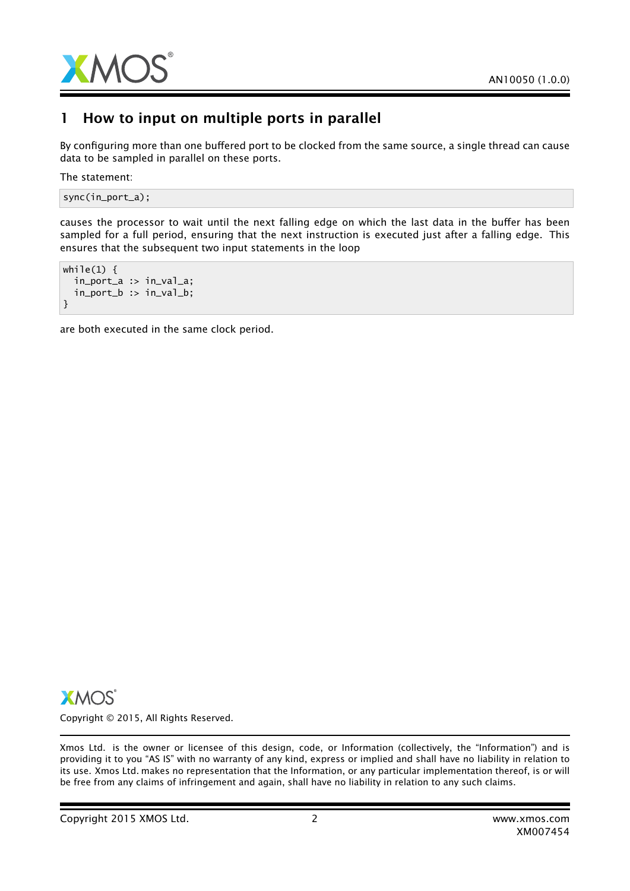# 1 How to input on multiple ports in parallel

By configuring more than one buffered port to be clocked from the same source, a single thread can cause data to be sampled in parallel on these ports.

The statement:

```
sync(in_port_a);
```

causes the processor to wait until the next falling edge on which the last data in the buffer has been sampled for a full period, ensuring that the next instruction is executed just after a falling edge. This ensures that the subsequent two input statements in the loop

```
while(1) {
  in_port_a :> in_val_a;
  in_port_b :> in_val_b;
}
```

are both executed in the same clock period.

Copyright © 2015, All Rights Reserved.

Xmos Ltd. is the owner or licensee of this design, code, or Information (collectively, the "Information") and is providing it to you "AS IS" with no warranty of any kind, express or implied and shall have no liability in relation to its use. Xmos Ltd. makes no representation that the Information, or any particular implementation thereof, is or will be free from any claims of infringement and again, shall have no liability in relation to any such claims.